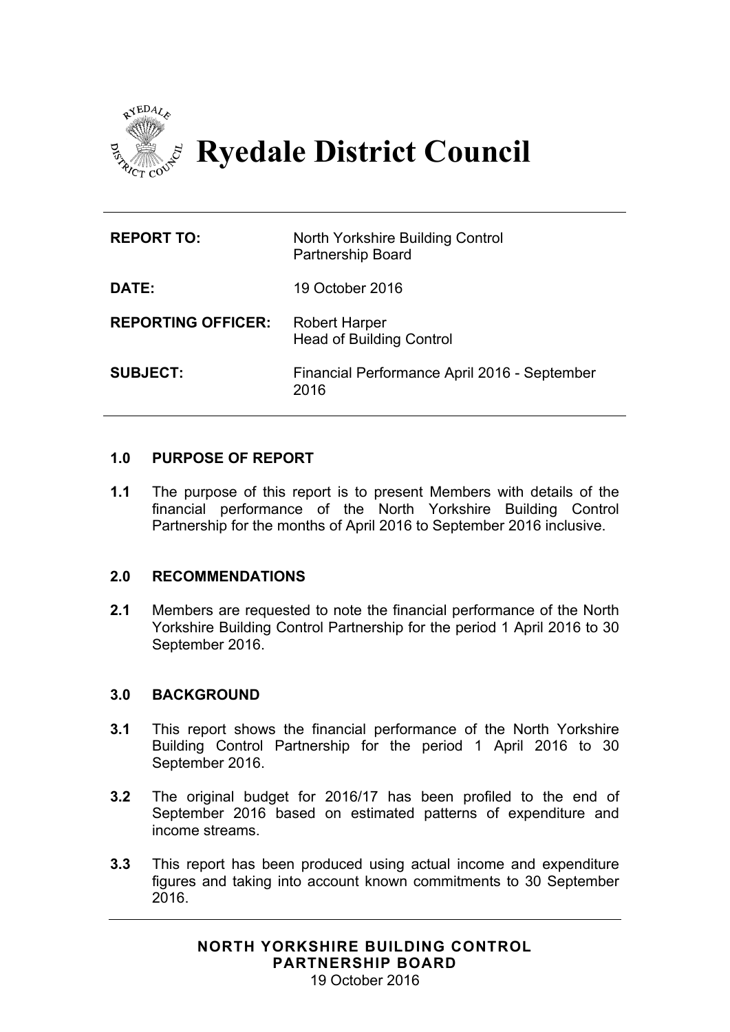# Ryedale District Council

| | |
|---|---|
| **REPORT TO:** | North Yorkshire Building Control Partnership Board |
| **DATE:** | 19 October 2016 |
| **REPORTING OFFICER:** | Robert Harper<br>Head of Building Control |
| **SUBJECT:** | Financial Performance April 2016 - September 2016 |

## 1.0 PURPOSE OF REPORT

**1.1** The purpose of this report is to present Members with details of the financial performance of the North Yorkshire Building Control Partnership for the months of April 2016 to September 2016 inclusive.

## 2.0 RECOMMENDATIONS

**2.1** Members are requested to note the financial performance of the North Yorkshire Building Control Partnership for the period 1 April 2016 to 30 September 2016.

## 3.0 BACKGROUND

**3.1** This report shows the financial performance of the North Yorkshire Building Control Partnership for the period 1 April 2016 to 30 September 2016.

**3.2** The original budget for 2016/17 has been profiled to the end of September 2016 based on estimated patterns of expenditure and income streams.

**3.3** This report has been produced using actual income and expenditure figures and taking into account known commitments to 30 September 2016.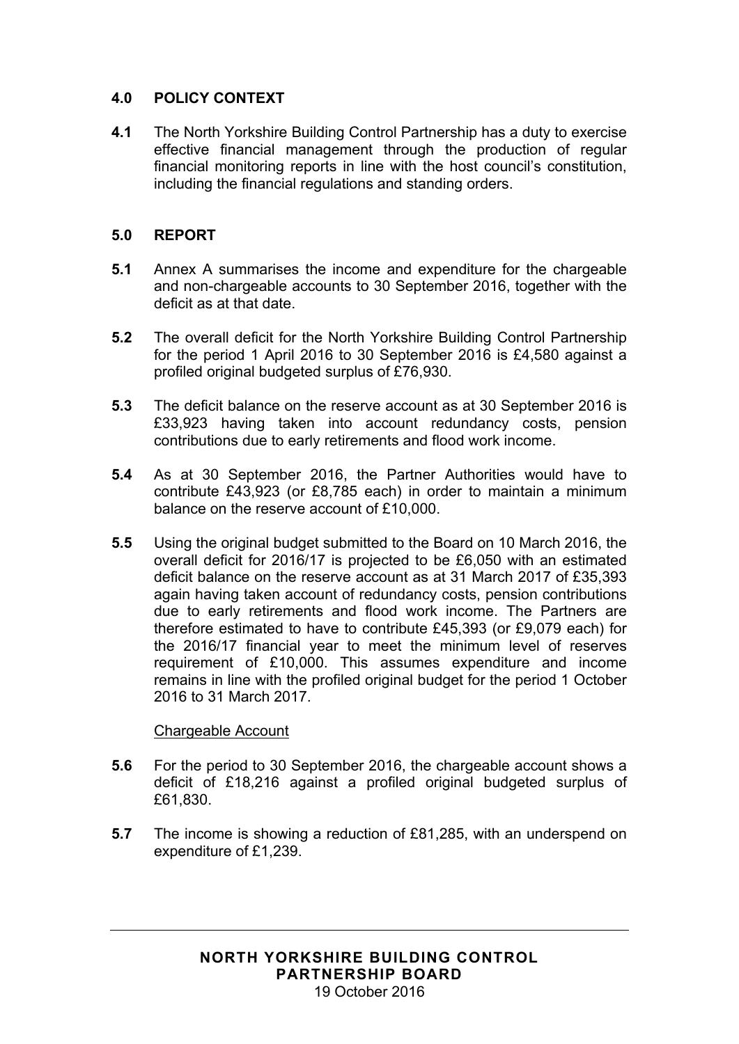## 4.0 POLICY CONTEXT

**4.1** The North Yorkshire Building Control Partnership has a duty to exercise effective financial management through the production of regular financial monitoring reports in line with the host council's constitution, including the financial regulations and standing orders.

## 5.0 REPORT

**5.1** Annex A summarises the income and expenditure for the chargeable and non-chargeable accounts to 30 September 2016, together with the deficit as at that date.

**5.2** The overall deficit for the North Yorkshire Building Control Partnership for the period 1 April 2016 to 30 September 2016 is £4,580 against a profiled original budgeted surplus of £76,930.

**5.3** The deficit balance on the reserve account as at 30 September 2016 is £33,923 having taken into account redundancy costs, pension contributions due to early retirements and flood work income.

**5.4** As at 30 September 2016, the Partner Authorities would have to contribute £43,923 (or £8,785 each) in order to maintain a minimum balance on the reserve account of £10,000.

**5.5** Using the original budget submitted to the Board on 10 March 2016, the overall deficit for 2016/17 is projected to be £6,050 with an estimated deficit balance on the reserve account as at 31 March 2017 of £35,393 again having taken account of redundancy costs, pension contributions due to early retirements and flood work income. The Partners are therefore estimated to have to contribute £45,393 (or £9,079 each) for the 2016/17 financial year to meet the minimum level of reserves requirement of £10,000. This assumes expenditure and income remains in line with the profiled original budget for the period 1 October 2016 to 31 March 2017.

Chargeable Account

**5.6** For the period to 30 September 2016, the chargeable account shows a deficit of £18,216 against a profiled original budgeted surplus of £61,830.

**5.7** The income is showing a reduction of £81,285, with an underspend on expenditure of £1,239.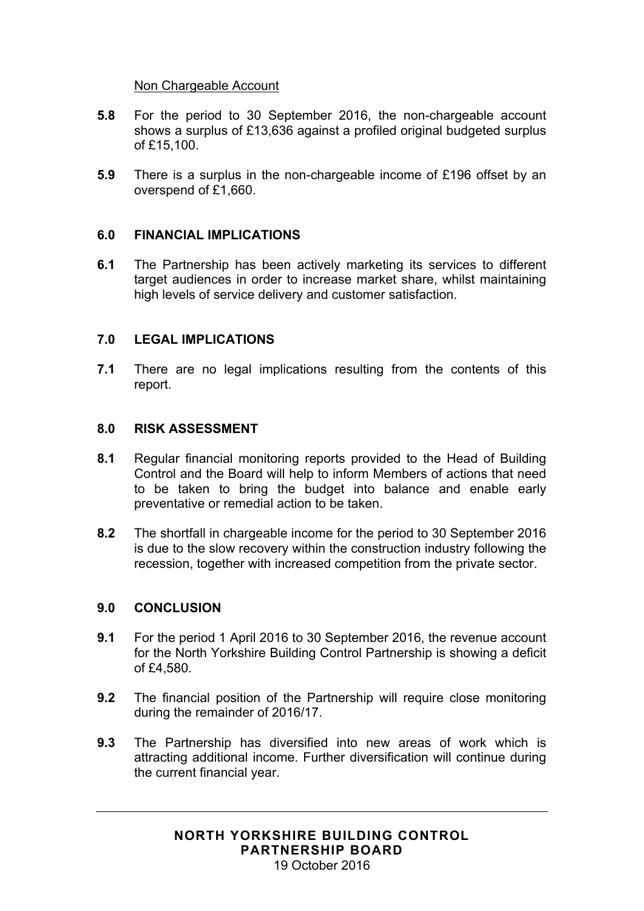Non Chargeable Account

**5.8** For the period to 30 September 2016, the non-chargeable account shows a surplus of £13,636 against a profiled original budgeted surplus of £15,100.

**5.9** There is a surplus in the non-chargeable income of £196 offset by an overspend of £1,660.

## 6.0 FINANCIAL IMPLICATIONS

**6.1** The Partnership has been actively marketing its services to different target audiences in order to increase market share, whilst maintaining high levels of service delivery and customer satisfaction.

## 7.0 LEGAL IMPLICATIONS

**7.1** There are no legal implications resulting from the contents of this report.

## 8.0 RISK ASSESSMENT

**8.1** Regular financial monitoring reports provided to the Head of Building Control and the Board will help to inform Members of actions that need to be taken to bring the budget into balance and enable early preventative or remedial action to be taken.

**8.2** The shortfall in chargeable income for the period to 30 September 2016 is due to the slow recovery within the construction industry following the recession, together with increased competition from the private sector.

## 9.0 CONCLUSION

**9.1** For the period 1 April 2016 to 30 September 2016, the revenue account for the North Yorkshire Building Control Partnership is showing a deficit of £4,580.

**9.2** The financial position of the Partnership will require close monitoring during the remainder of 2016/17.

**9.3** The Partnership has diversified into new areas of work which is attracting additional income. Further diversification will continue during the current financial year.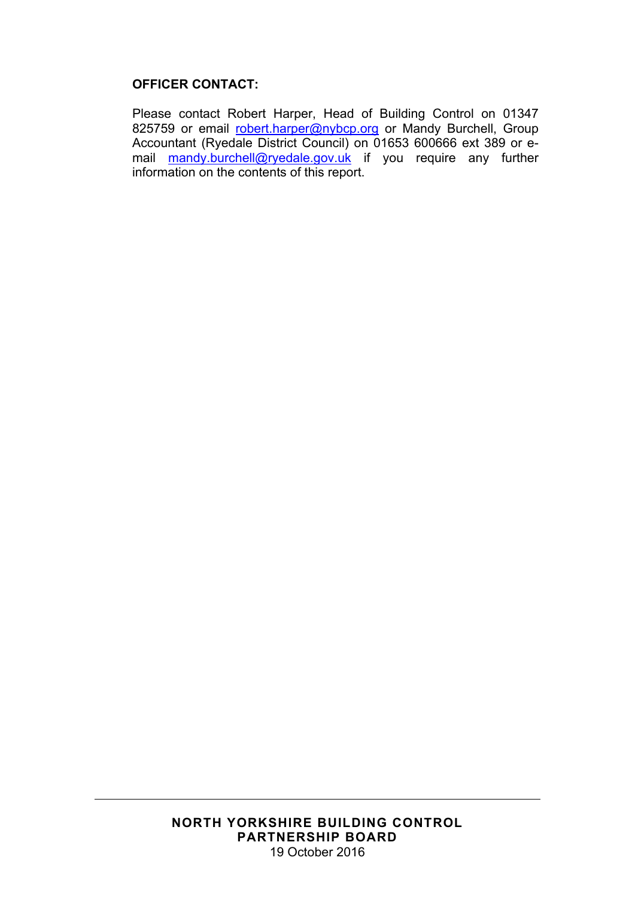**OFFICER CONTACT:**

Please contact Robert Harper, Head of Building Control on 01347 825759 or email robert.harper@nybcp.org or Mandy Burchell, Group Accountant (Ryedale District Council) on 01653 600666 ext 389 or e-mail mandy.burchell@ryedale.gov.uk if you require any further information on the contents of this report.